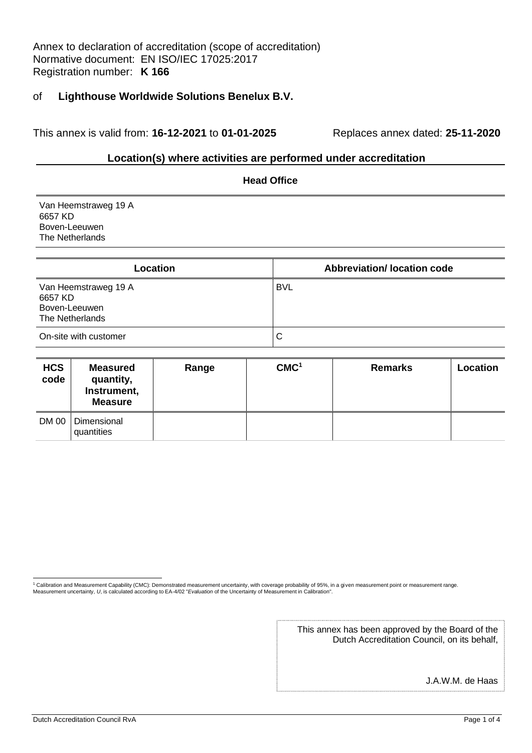Annex to declaration of accreditation (scope of accreditation)
Normative document: EN ISO/IEC 17025:2017
Registration number: **K 166**

of **Lighthouse Worldwide Solutions Benelux B.V.**

This annex is valid from: **16-12-2021** to **01-01-2025** Replaces annex dated: **25-11-2020**

## Location(s) where activities are performed under accreditation

**Head Office**

Van Heemstraweg 19 A
6657 KD
Boven-Leeuwen
The Netherlands

| Location | Abbreviation/ location code |
|---|---|
| Van Heemstraweg 19 A<br>6657 KD<br>Boven-Leeuwen<br>The Netherlands | BVL |
| On-site with customer | C |

| HCS code | Measured quantity, Instrument, Measure | Range | CMC[1] | Remarks | Location |
|---|---|---|---|---|---|
| DM 00 | Dimensional quantities | | | | |

[1] Calibration and Measurement Capability (CMC): Demonstrated measurement uncertainty, with coverage probability of 95%, in a given measurement point or measurement range. Measurement uncertainty, *U*, is calculated according to EA-4/02 "*Evaluation* of the Uncertainty of Measurement in Calibration".

This annex has been approved by the Board of the Dutch Accreditation Council, on its behalf,

J.A.W.M. de Haas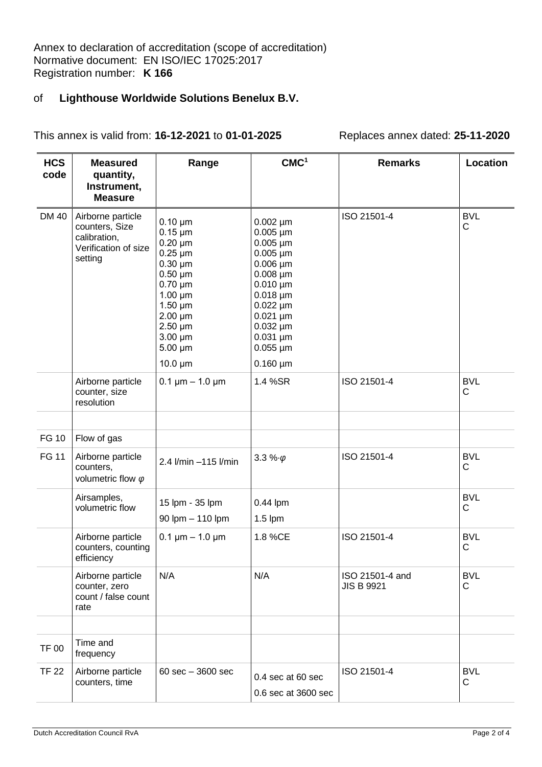Annex to declaration of accreditation (scope of accreditation)
Normative document: EN ISO/IEC 17025:2017
Registration number: **K 166**

of **Lighthouse Worldwide Solutions Benelux B.V.**

This annex is valid from: **16-12-2021** to **01-01-2025** Replaces annex dated: **25-11-2020**

| HCS code | Measured quantity, Instrument, Measure | Range | CMC[1] | Remarks | Location |
|---|---|---|---|---|---|
| DM 40 | Airborne particle counters, Size calibration, Verification of size setting | 0.10 µm<br>0.15 µm<br>0.20 µm<br>0.25 µm<br>0.30 µm<br>0.50 µm<br>0.70 µm<br>1.00 µm<br>1.50 µm<br>2.00 µm<br>2.50 µm<br>3.00 µm<br>5.00 µm<br>10.0 µm | 0.002 µm<br>0.005 µm<br>0.005 µm<br>0.005 µm<br>0.006 µm<br>0.008 µm<br>0.010 µm<br>0.018 µm<br>0.022 µm<br>0.021 µm<br>0.032 µm<br>0.031 µm<br>0.055 µm<br>0.160 µm | ISO 21501-4 | BVL<br>C |
| | Airborne particle counter, size resolution | 0.1 µm – 1.0 µm | 1.4 %SR | ISO 21501-4 | BVL<br>C |
| | | | | | |
| FG 10 | Flow of gas | | | | |
| FG 11 | Airborne particle counters, volumetric flow $\varphi$ | 2.4 l/min –115 l/min | 3.3 %$\cdot\varphi$ | ISO 21501-4 | BVL<br>C |
| | Airsamples, volumetric flow | 15 lpm - 35 lpm<br>90 lpm – 110 lpm | 0.44 lpm<br>1.5 lpm | | BVL<br>C |
| | Airborne particle counters, counting efficiency | 0.1 µm – 1.0 µm | 1.8 %CE | ISO 21501-4 | BVL<br>C |
| | Airborne particle counter, zero count / false count rate | N/A | N/A | ISO 21501-4 and JIS B 9921 | BVL<br>C |
| | | | | | |
| TF 00 | Time and frequency | | | | |
| TF 22 | Airborne particle counters, time | 60 sec – 3600 sec | 0.4 sec at 60 sec<br>0.6 sec at 3600 sec | ISO 21501-4 | BVL<br>C |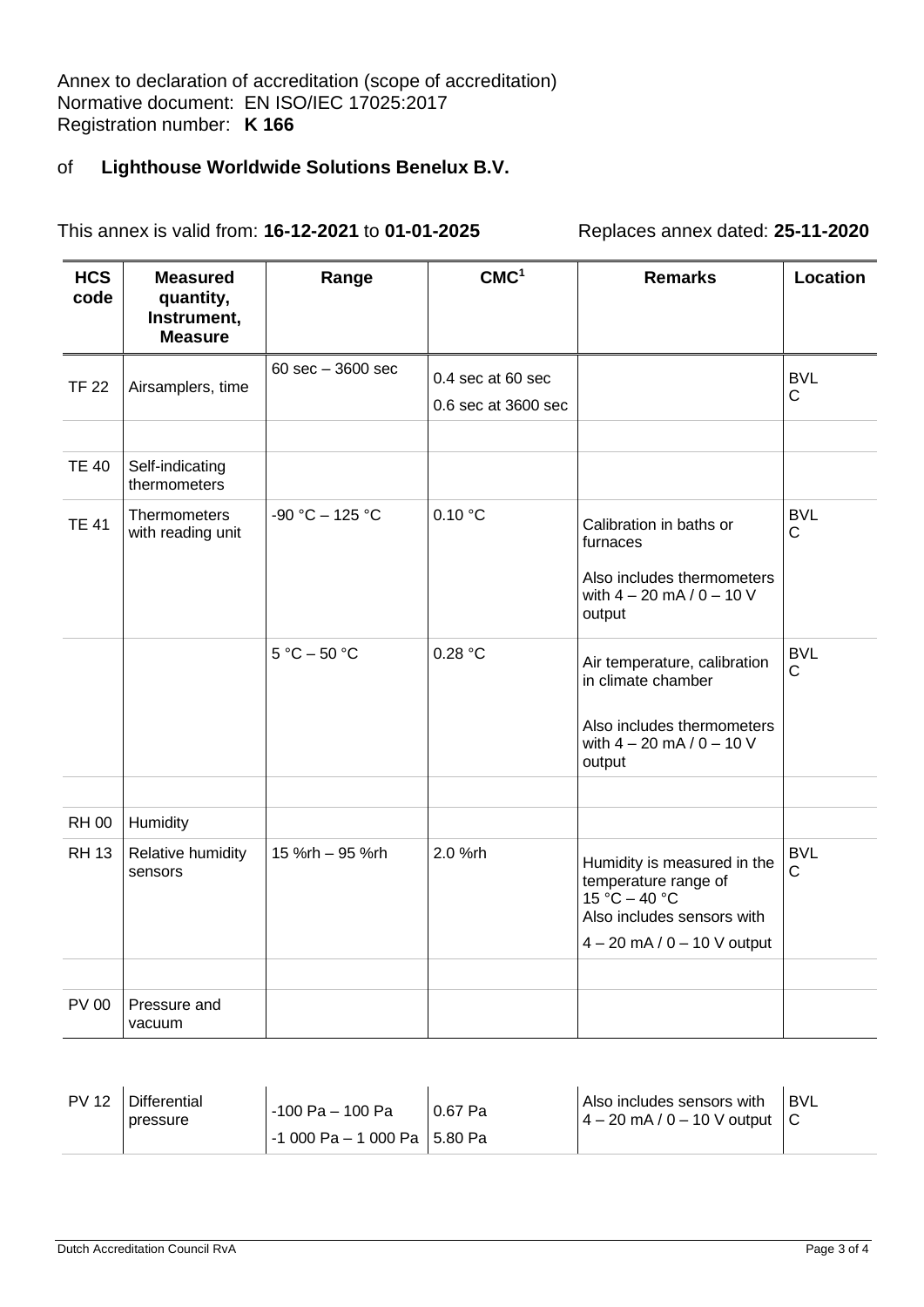Annex to declaration of accreditation (scope of accreditation)
Normative document: EN ISO/IEC 17025:2017
Registration number: **K 166**

of **Lighthouse Worldwide Solutions Benelux B.V.**

This annex is valid from: **16-12-2021** to **01-01-2025** Replaces annex dated: **25-11-2020**

| HCS code | Measured quantity, Instrument, Measure | Range | CMC[1] | Remarks | Location |
|---|---|---|---|---|---|
| TF 22 | Airsamplers, time | 60 sec – 3600 sec | 0.4 sec at 60 sec<br>0.6 sec at 3600 sec | | BVL C |
| | | | | | |
| TE 40 | Self-indicating thermometers | | | | |
| TE 41 | Thermometers with reading unit | -90 °C – 125 °C | 0.10 °C | Calibration in baths or furnaces<br><br>Also includes thermometers with 4 – 20 mA / 0 – 10 V output | BVL C |
| | | 5 °C – 50 °C | 0.28 °C | Air temperature, calibration in climate chamber<br><br>Also includes thermometers with 4 – 20 mA / 0 – 10 V output | BVL C |
| | | | | | |
| RH 00 | Humidity | | | | |
| RH 13 | Relative humidity sensors | 15 %rh – 95 %rh | 2.0 %rh | Humidity is measured in the temperature range of 15 °C – 40 °C<br>Also includes sensors with<br>4 – 20 mA / 0 – 10 V output | BVL C |
| | | | | | |
| PV 00 | Pressure and vacuum | | | | |
| PV 12 | Differential pressure | -100 Pa – 100 Pa<br>-1 000 Pa – 1 000 Pa | 0.67 Pa<br>5.80 Pa | Also includes sensors with 4 – 20 mA / 0 – 10 V output | BVL C |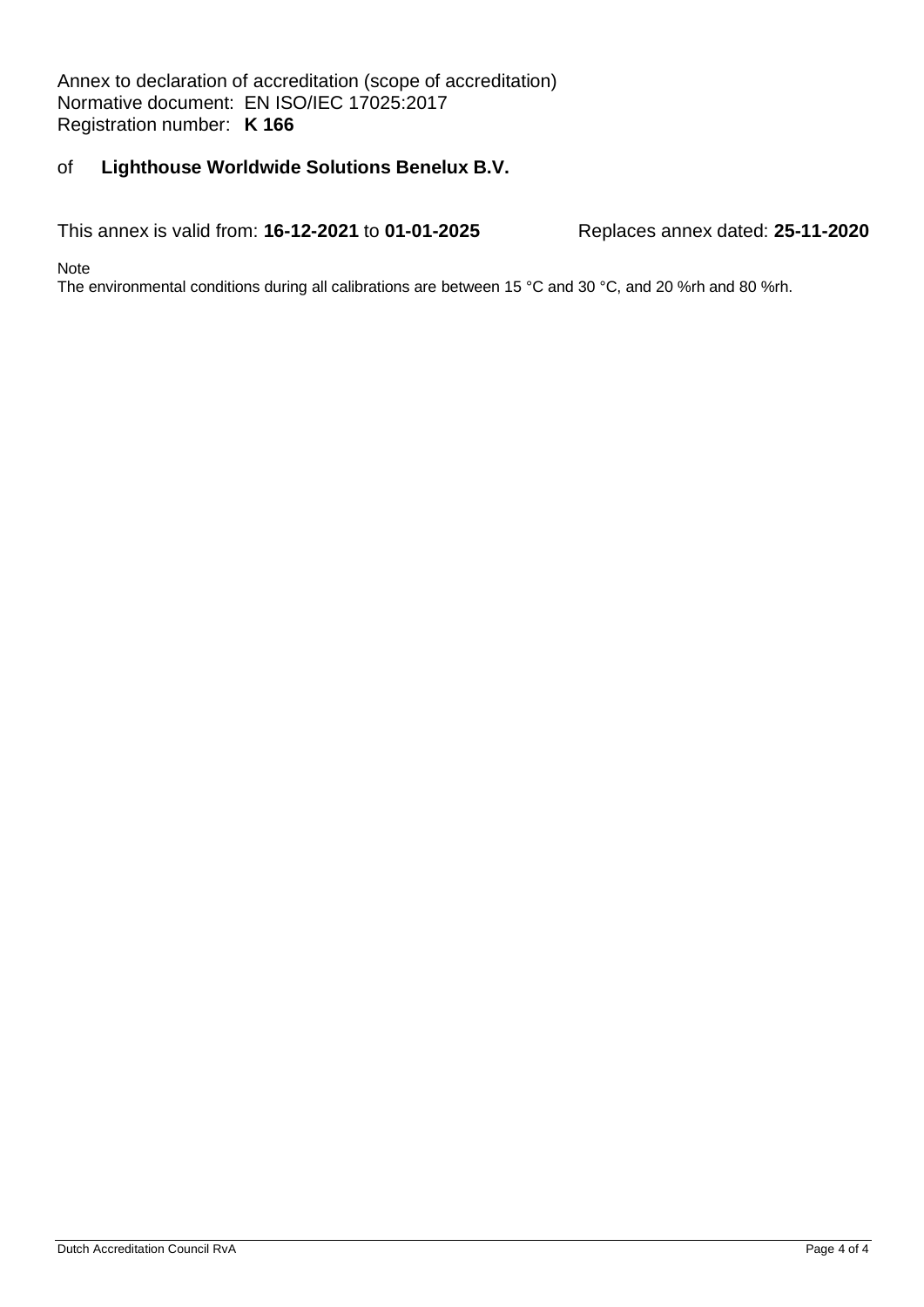Annex to declaration of accreditation (scope of accreditation)
Normative document: EN ISO/IEC 17025:2017
Registration number: **K 166**

of **Lighthouse Worldwide Solutions Benelux B.V.**

This annex is valid from: **16-12-2021** to **01-01-2025** Replaces annex dated: **25-11-2020**

Note
The environmental conditions during all calibrations are between 15 °C and 30 °C, and 20 %rh and 80 %rh.